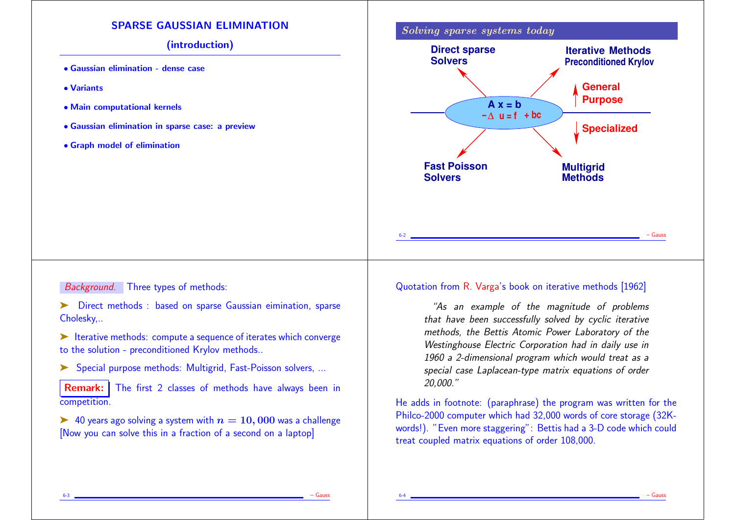# SPARSE GAUSSIAN ELIMINATION

## (introduction)

- Gaussian elimination - dense case
- Variants
- Main computational kernels
- Gaussian elimination in sparse case: a preview
- Graph model of elimination

## *Solving sparse systems today*

Direct sparse Solvers

Iterative Methods Preconditioned Krylov

General Purpose

$A x = b$

$-\Delta u = f + bc$

Specialized

Fast Poisson Solvers

Multigrid Methods

*Background.* Three types of methods:

➤ Direct methods : based on sparse Gaussian eimination, sparse Cholesky,..

➤ Iterative methods: compute a sequence of iterates which converge to the solution - preconditioned Krylov methods..

➤ Special purpose methods: Multigrid, Fast-Poisson solvers, ...

**Remark:** The first 2 classes of methods have always been in competition.

➤ 40 years ago solving a system with $n = 10,000$ was a challenge [Now you can solve this in a fraction of a second on a laptop]

Quotation from R. Varga's book on iterative methods [1962]

> *"As an example of the magnitude of problems that have been successfully solved by cyclic iterative methods, the Bettis Atomic Power Laboratory of the Westinghouse Electric Corporation had in daily use in 1960 a 2-dimensional program which would treat as a special case Laplacean-type matrix equations of order 20,000."*

He adds in footnote: (paraphrase) the program was written for the Philco-2000 computer which had 32,000 words of core storage (32K-words!). "Even more staggering": Bettis had a 3-D code which could treat coupled matrix equations of order 108,000.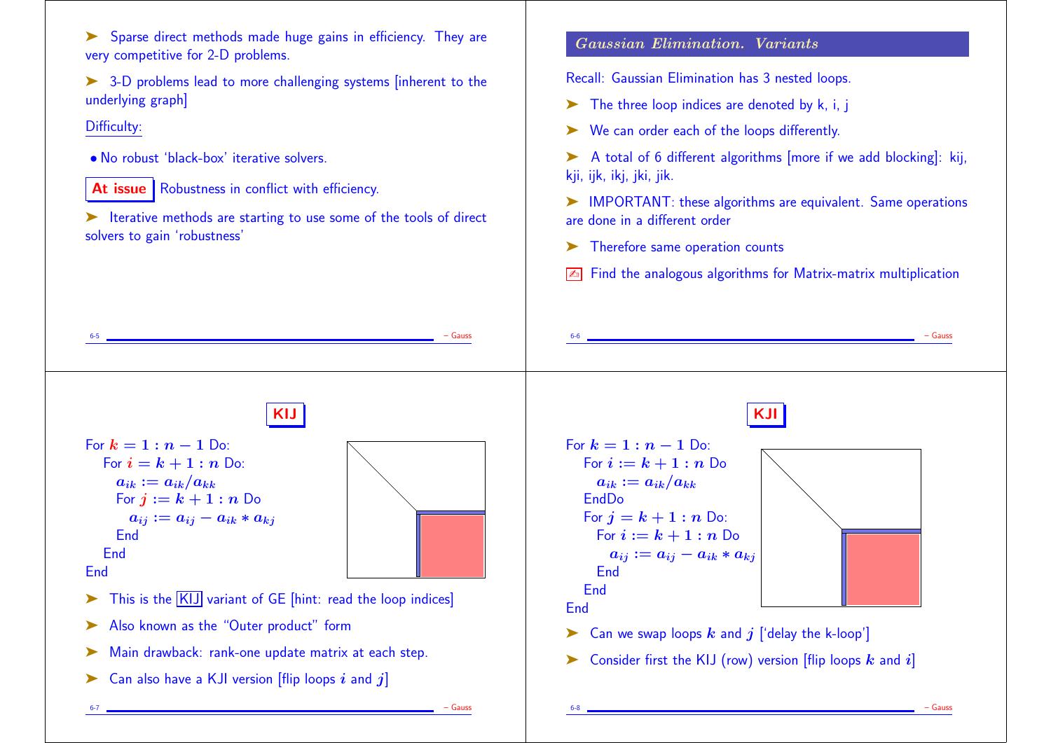➤ Sparse direct methods made huge gains in efficiency. They are very competitive for 2-D problems.

➤ 3-D problems lead to more challenging systems [inherent to the underlying graph]

Difficulty:

- No robust 'black-box' iterative solvers.

**At issue** Robustness in conflict with efficiency.

➤ Iterative methods are starting to use some of the tools of direct solvers to gain 'robustness'

## Gaussian Elimination. Variants

Recall: Gaussian Elimination has 3 nested loops.

➤ The three loop indices are denoted by k, i, j

➤ We can order each of the loops differently.

➤ A total of 6 different algorithms [more if we add blocking]: kij, kji, ijk, ikj, jki, jik.

➤ IMPORTANT: these algorithms are equivalent. Same operations are done in a different order

➤ Therefore same operation counts

✍ Find the analogous algorithms for Matrix-matrix multiplication

## KIJ

For $k = 1 : n-1$ Do:
  For $i = k+1 : n$ Do:
    $a_{ik} := a_{ik}/a_{kk}$
    For $j := k+1 : n$ Do
      $a_{ij} := a_{ij} - a_{ik} * a_{kj}$
    End
  End
End

➤ This is the KIJ variant of GE [hint: read the loop indices]

➤ Also known as the "Outer product" form

➤ Main drawback: rank-one update matrix at each step.

➤ Can also have a KJI version [flip loops $i$ and $j$]

## KJI

For $k = 1 : n-1$ Do:
  For $i := k+1 : n$ Do
    $a_{ik} := a_{ik}/a_{kk}$
  EndDo
  For $j := k+1 : n$ Do:
    For $i := k+1 : n$ Do
      $a_{ij} := a_{ij} - a_{ik} * a_{kj}$
    End
  End
End

➤ Can we swap loops $k$ and $j$ ['delay the k-loop']

➤ Consider first the KIJ (row) version [flip loops $k$ and $i$]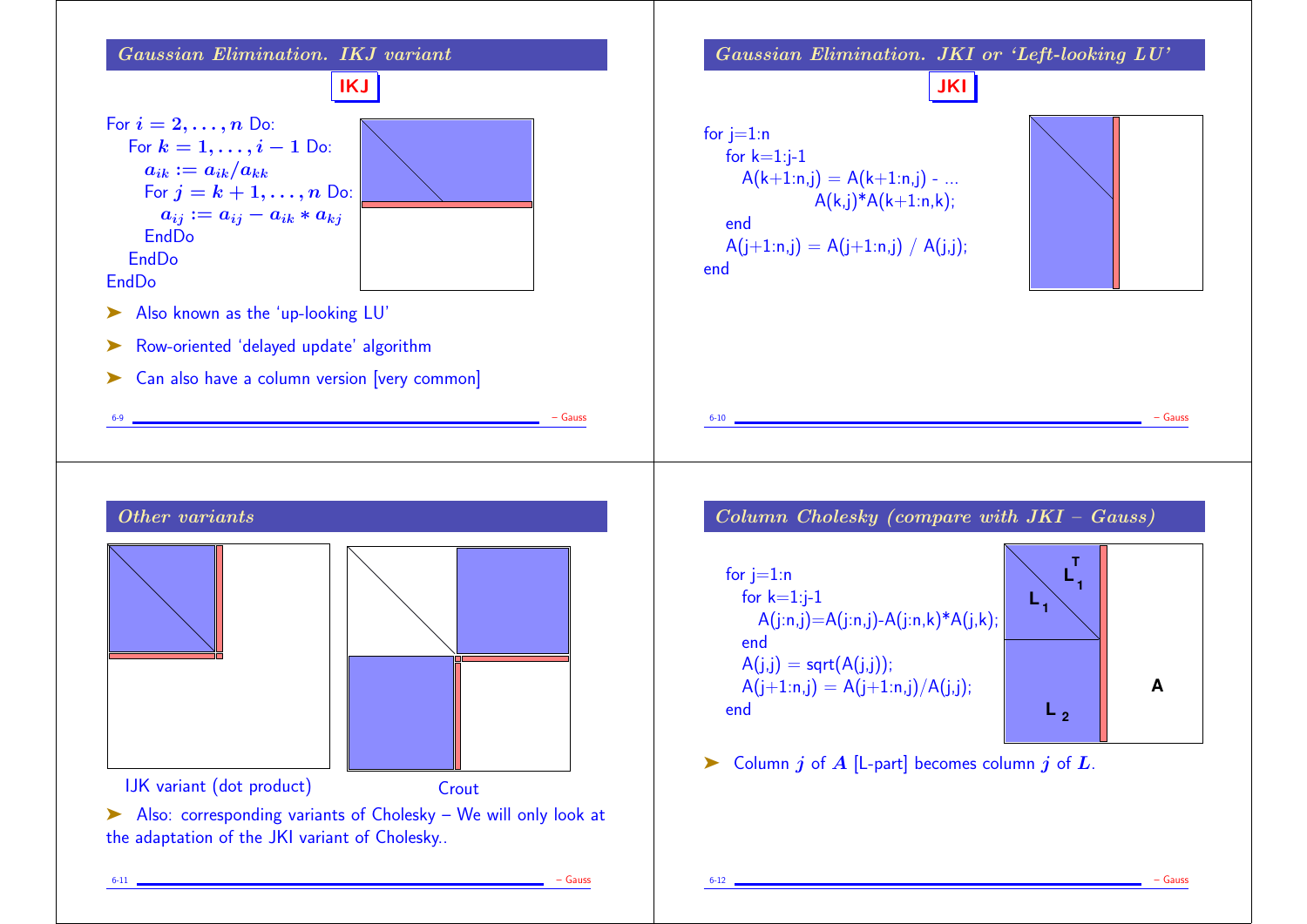## Gaussian Elimination. IKJ variant

**IKJ**

For $i = 2, \ldots, n$ Do:
  For $k = 1, \ldots, i-1$ Do:
    $a_{ik} := a_{ik}/a_{kk}$
    For $j = k+1, \ldots, n$ Do:
      $a_{ij} := a_{ij} - a_{ik} * a_{kj}$
    EndDo
  EndDo
EndDo

- Also known as the 'up-looking LU'
- Row-oriented 'delayed update' algorithm
- Can also have a column version [very common]

## Gaussian Elimination. JKI or 'Left-looking LU'

**JKI**

```
for j=1:n
   for k=1:j-1
      A(k+1:n,j) = A(k+1:n,j) - ...
                   A(k,j)*A(k+1:n,k);
   end
   A(j+1:n,j) = A(j+1:n,j) / A(j,j);
end
```

## Other variants

IJK variant (dot product)

Crout

- Also: corresponding variants of Cholesky – We will only look at the adaptation of the JKI variant of Cholesky..

## Column Cholesky (compare with JKI – Gauss)

```
for j=1:n
   for k=1:j-1
      A(j:n,j)=A(j:n,j)-A(j:n,k)*A(j,k);
   end
   A(j,j) = sqrt(A(j,j));
   A(j+1:n,j) = A(j+1:n,j)/A(j,j);
end
```

$L_1^T$, $L_1$, $L_2$, $A$

- Column $j$ of $A$ [L-part] becomes column $j$ of $L$.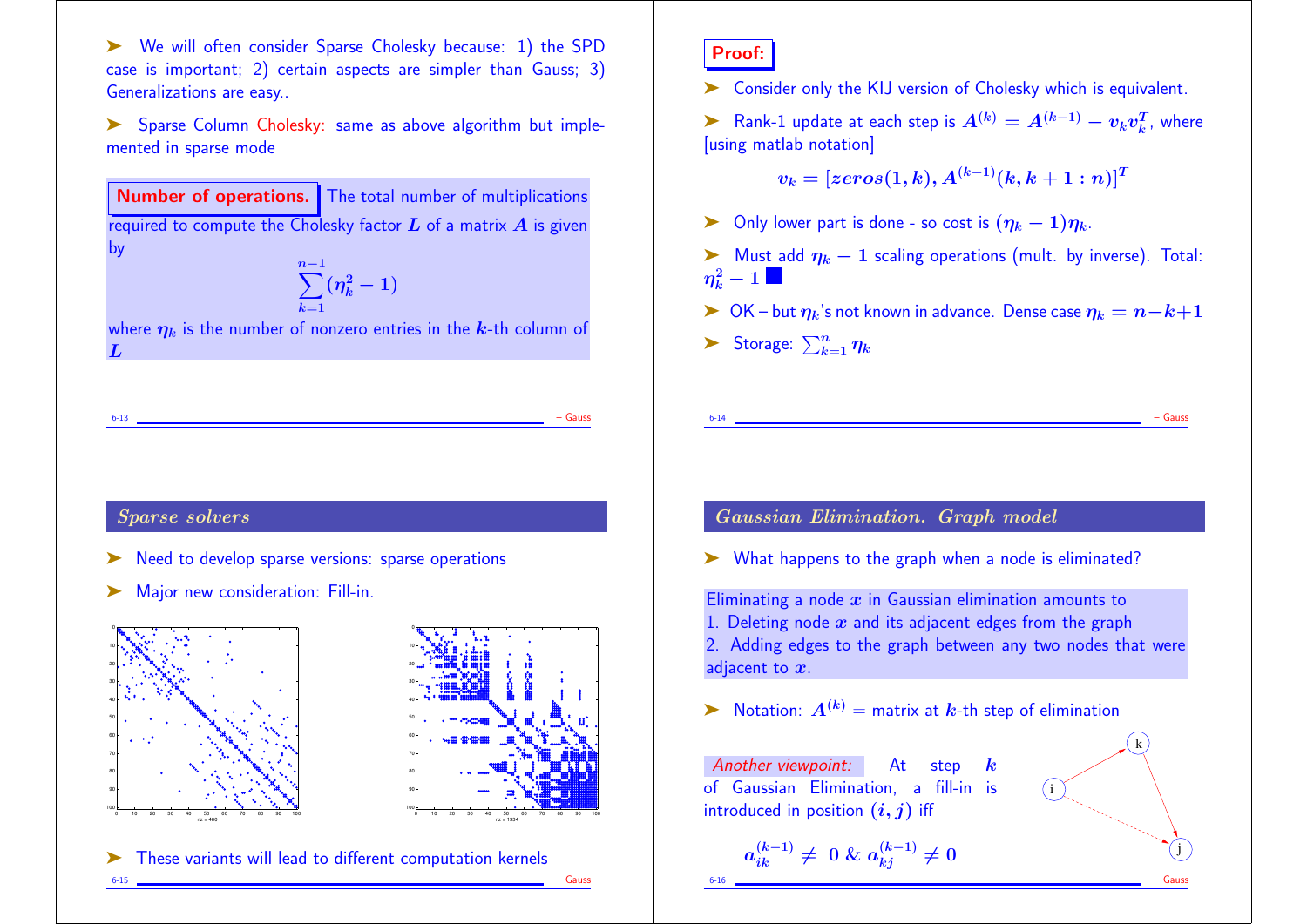➤ We will often consider Sparse Cholesky because: 1) the SPD case is important; 2) certain aspects are simpler than Gauss; 3) Generalizations are easy..

➤ Sparse Column Cholesky: same as above algorithm but implemented in sparse mode

**Number of operations.** The total number of multiplications required to compute the Cholesky factor $L$ of a matrix $A$ is given by

$$\sum_{k=1}^{n-1} (\eta_k^2 - 1)$$

where $\eta_k$ is the number of nonzero entries in the $k$-th column of $L$

**Proof:**

➤ Consider only the KIJ version of Cholesky which is equivalent.

➤ Rank-1 update at each step is $A^{(k)} = A^{(k-1)} - v_k v_k^T$, where [using matlab notation]

$$v_k = [zeros(1, k), A^{(k-1)}(k, k+1:n)]^T$$

➤ Only lower part is done - so cost is $(\eta_k - 1)\eta_k$.

➤ Must add $\eta_k - 1$ scaling operations (mult. by inverse). Total: $\eta_k^2 - 1$ ■

➤ OK – but $\eta_k$'s not known in advance. Dense case $\eta_k = n - k + 1$

➤ Storage: $\sum_{k=1}^{n} \eta_k$

## *Sparse solvers*

➤ Need to develop sparse versions: sparse operations

➤ Major new consideration: Fill-in.

nz = 460

nz = 1934

➤ These variants will lead to different computation kernels

## *Gaussian Elimination. Graph model*

➤ What happens to the graph when a node is eliminated?

Eliminating a node $x$ in Gaussian elimination amounts to
1. Deleting node $x$ and its adjacent edges from the graph
2. Adding edges to the graph between any two nodes that were adjacent to $x$.

➤ Notation: $A^{(k)}$ = matrix at $k$-th step of elimination

*Another viewpoint:* At step $k$ of Gaussian Elimination, a fill-in is introduced in position $(i, j)$ iff

$$a_{ik}^{(k-1)} \neq 0 \;\&\; a_{kj}^{(k-1)} \neq 0$$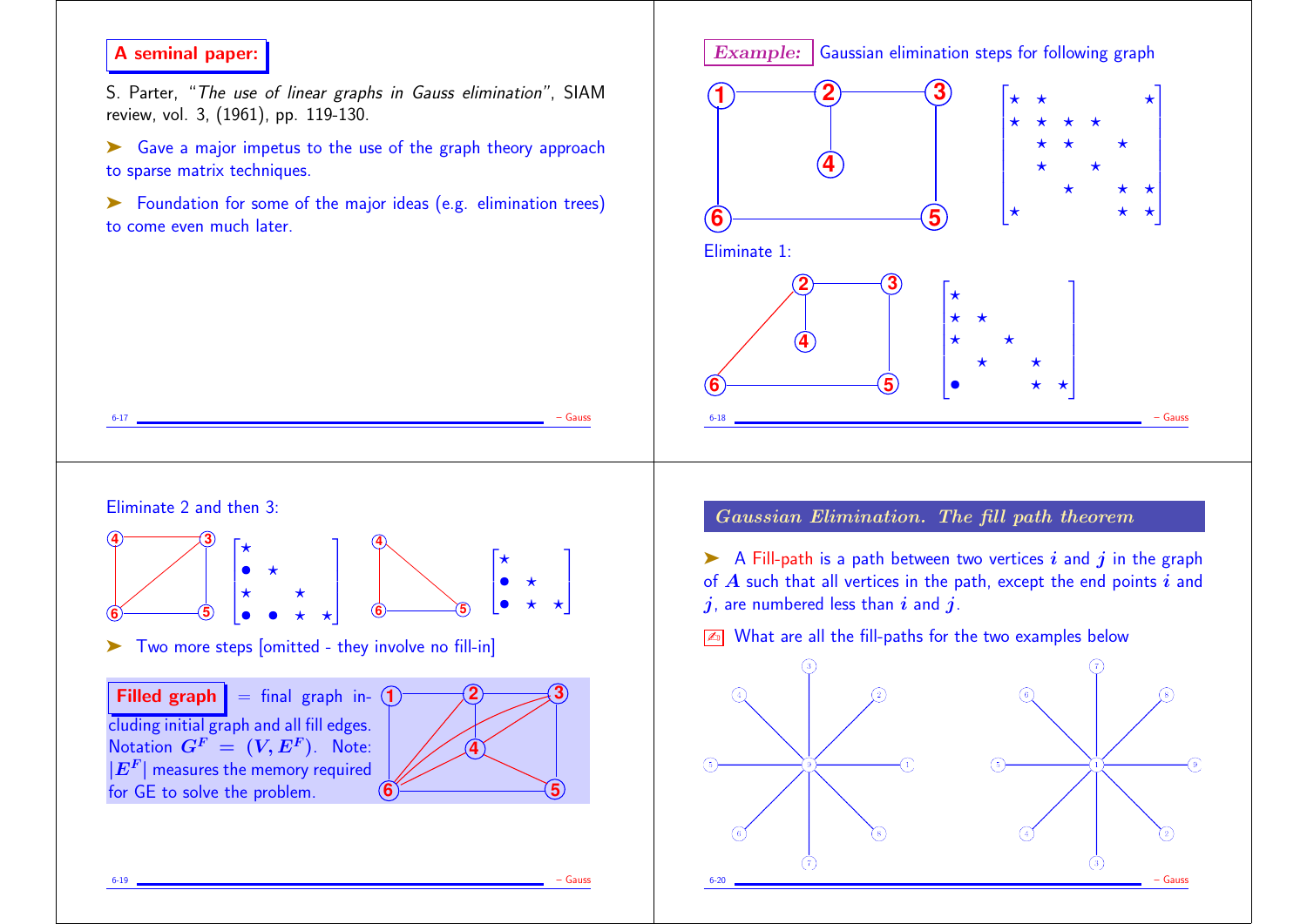**A seminal paper:**

S. Parter, "*The use of linear graphs in Gauss elimination*", SIAM review, vol. 3, (1961), pp. 119-130.

➤ Gave a major impetus to the use of the graph theory approach to sparse matrix techniques.

➤ Foundation for some of the major ideas (e.g. elimination trees) to come even much later.

***Example:*** Gaussian elimination steps for following graph

Eliminate 1:

Eliminate 2 and then 3:

➤ Two more steps [omitted - they involve no fill-in]

**Filled graph** = final graph including initial graph and all fill edges. Notation $G^F = (V, E^F)$. Note: $|E^F|$ measures the memory required for GE to solve the problem.

## *Gaussian Elimination. The fill path theorem*

➤ A Fill-path is a path between two vertices $i$ and $j$ in the graph of $A$ such that all vertices in the path, except the end points $i$ and $j$, are numbered less than $i$ and $j$.

✍ What are all the fill-paths for the two examples below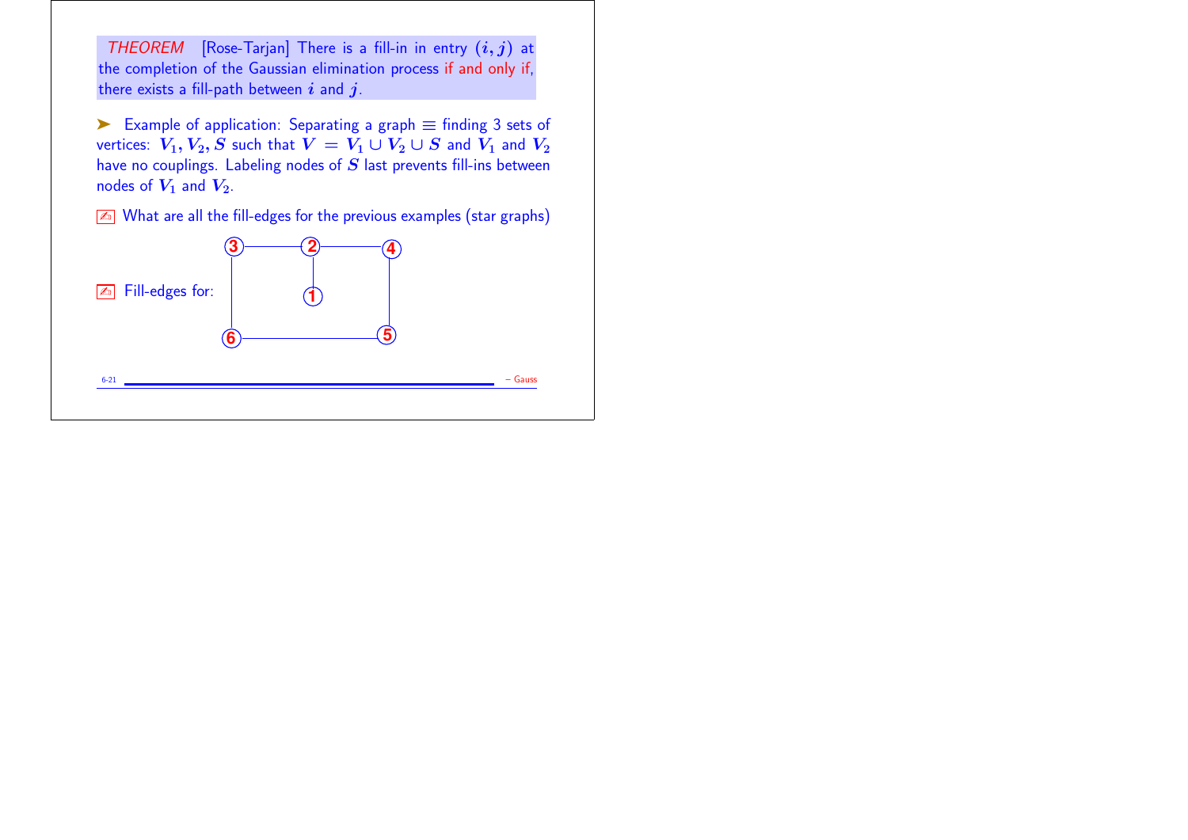*THEOREM* [Rose-Tarjan] There is a fill-in in entry $(i, j)$ at the completion of the Gaussian elimination process if and only if, there exists a fill-path between $i$ and $j$.

➤ Example of application: Separating a graph $\equiv$ finding 3 sets of vertices: $V_1, V_2, S$ such that $V = V_1 \cup V_2 \cup S$ and $V_1$ and $V_2$ have no couplings. Labeling nodes of $S$ last prevents fill-ins between nodes of $V_1$ and $V_2$.

✍ What are all the fill-edges for the previous examples (star graphs)

✍ Fill-edges for:

3 2 4
1
6 5